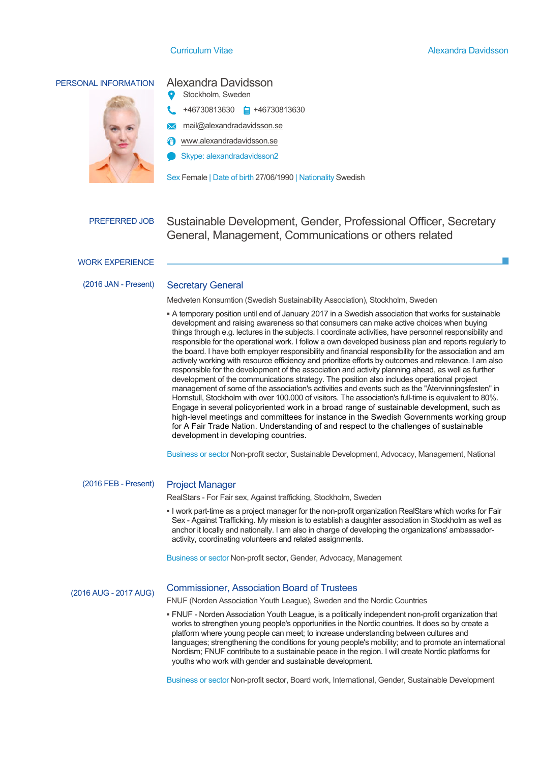## PERSONAL INFORMATION

# Alexandra Davidsson

Stockholm, Sweden

+46730813630 +46730813630

mail@alexandradavidsson.se

www.alexandradavidsson.se

Skype: alexandradavidsson2

Sex Female | Date of birth 27/06/1990 | Nationality Swedish

## PREFERRED JOB

Sustainable Development, Gender, Professional Officer, Secretary General, Management, Communications or others related

## WORK EXPERIENCE

(2016 JAN - Present)

### Secretary General

Medveten Konsumtion (Swedish Sustainability Association), Stockholm, Sweden

- A temporary position until end of January 2017 in a Swedish association that works for sustainable development and raising awareness so that consumers can make active choices when buying things through e.g. lectures in the subjects. I coordinate activities, have personnel responsibility and responsible for the operational work. I follow a own developed business plan and reports regularly to the board. I have both employer responsibility and financial responsibility for the association and am actively working with resource efficiency and prioritize efforts by outcomes and relevance. I am also responsible for the development of the association and activity planning ahead, as well as further development of the communications strategy. The position also includes operational project management of some of the association's activities and events such as the "Återvinningsfesten" in Hornstull, Stockholm with over 100.000 of visitors. The association's full-time is equivalent to 80%. Engage in several policyoriented work in a broad range of sustainable development, such as high-level meetings and committees for instance in the Swedish Governments working group for A Fair Trade Nation. Understanding of and respect to the challenges of sustainable development in developing countries.

Business or sector Non-profit sector, Sustainable Development, Advocacy, Management, National

(2016 FEB - Present)

### Project Manager

RealStars - For Fair sex, Against trafficking, Stockholm, Sweden

- I work part-time as a project manager for the non-profit organization RealStars which works for Fair Sex - Against Trafficking. My mission is to establish a daughter association in Stockholm as well as anchor it locally and nationally. I am also in charge of developing the organizations' ambassador-activity, coordinating volunteers and related assignments.

Business or sector Non-profit sector, Gender, Advocacy, Management

(2016 AUG - 2017 AUG)

### Commissioner, Association Board of Trustees

FNUF (Norden Association Youth League), Sweden and the Nordic Countries

- FNUF - Norden Association Youth League, is a politically independent non-profit organization that works to strengthen young people's opportunities in the Nordic countries. It does so by create a platform where young people can meet; to increase understanding between cultures and languages; strengthening the conditions for young people's mobility; and to promote an international Nordism; FNUF contribute to a sustainable peace in the region. I will create Nordic platforms for youths who work with gender and sustainable development.

Business or sector Non-profit sector, Board work, International, Gender, Sustainable Development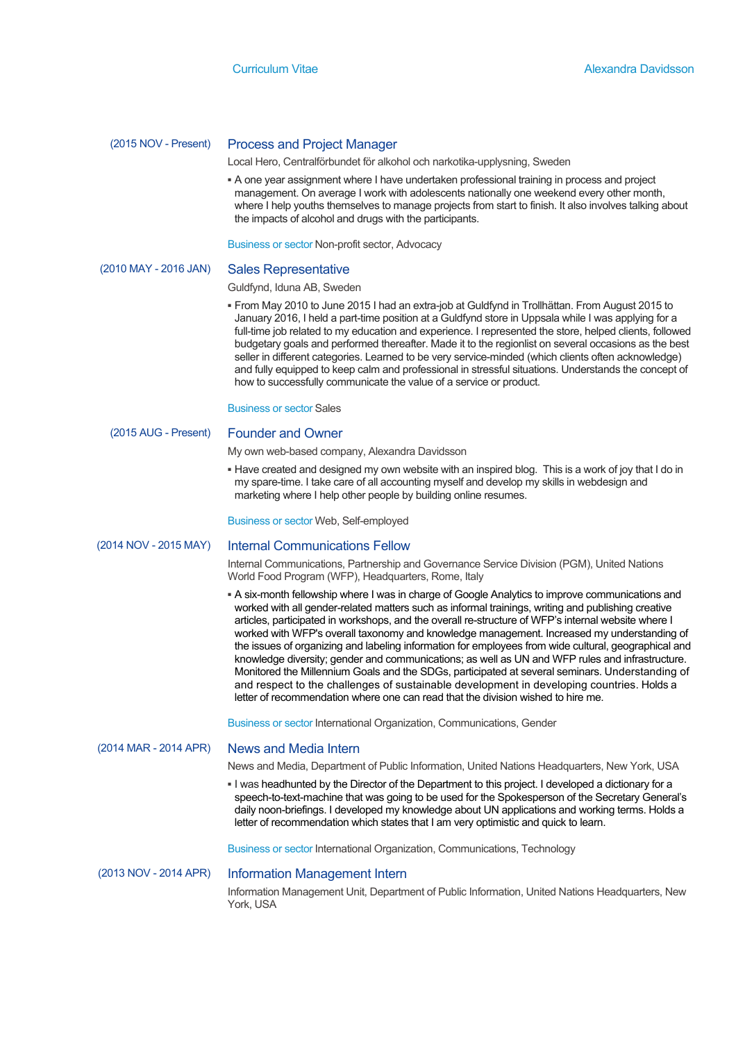(2015 NOV - Present)

### Process and Project Manager

Local Hero, Centralförbundet för alkohol och narkotika-upplysning, Sweden

- A one year assignment where I have undertaken professional training in process and project management. On average I work with adolescents nationally one weekend every other month, where I help youths themselves to manage projects from start to finish. It also involves talking about the impacts of alcohol and drugs with the participants.

Business or sector Non-profit sector, Advocacy

(2010 MAY - 2016 JAN)

### Sales Representative

Guldfynd, Iduna AB, Sweden

- From May 2010 to June 2015 I had an extra-job at Guldfynd in Trollhättan. From August 2015 to January 2016, I held a part-time position at a Guldfynd store in Uppsala while I was applying for a full-time job related to my education and experience. I represented the store, helped clients, followed budgetary goals and performed thereafter. Made it to the regionlist on several occasions as the best seller in different categories. Learned to be very service-minded (which clients often acknowledge) and fully equipped to keep calm and professional in stressful situations. Understands the concept of how to successfully communicate the value of a service or product.

Business or sector Sales

(2015 AUG - Present)

### Founder and Owner

My own web-based company, Alexandra Davidsson

- Have created and designed my own website with an inspired blog. This is a work of joy that I do in my spare-time. I take care of all accounting myself and develop my skills in webdesign and marketing where I help other people by building online resumes.

Business or sector Web, Self-employed

(2014 NOV - 2015 MAY)

### Internal Communications Fellow

Internal Communications, Partnership and Governance Service Division (PGM), United Nations World Food Program (WFP), Headquarters, Rome, Italy

- A six-month fellowship where I was in charge of Google Analytics to improve communications and worked with all gender-related matters such as informal trainings, writing and publishing creative articles, participated in workshops, and the overall re-structure of WFP's internal website where I worked with WFP's overall taxonomy and knowledge management. Increased my understanding of the issues of organizing and labeling information for employees from wide cultural, geographical and knowledge diversity; gender and communications; as well as UN and WFP rules and infrastructure. Monitored the Millennium Goals and the SDGs, participated at several seminars. Understanding of and respect to the challenges of sustainable development in developing countries. Holds a letter of recommendation where one can read that the division wished to hire me.

Business or sector International Organization, Communications, Gender

(2014 MAR - 2014 APR)

### News and Media Intern

News and Media, Department of Public Information, United Nations Headquarters, New York, USA

- I was headhunted by the Director of the Department to this project. I developed a dictionary for a speech-to-text-machine that was going to be used for the Spokesperson of the Secretary General's daily noon-briefings. I developed my knowledge about UN applications and working terms. Holds a letter of recommendation which states that I am very optimistic and quick to learn.

Business or sector International Organization, Communications, Technology

(2013 NOV - 2014 APR)

### Information Management Intern

Information Management Unit, Department of Public Information, United Nations Headquarters, New York, USA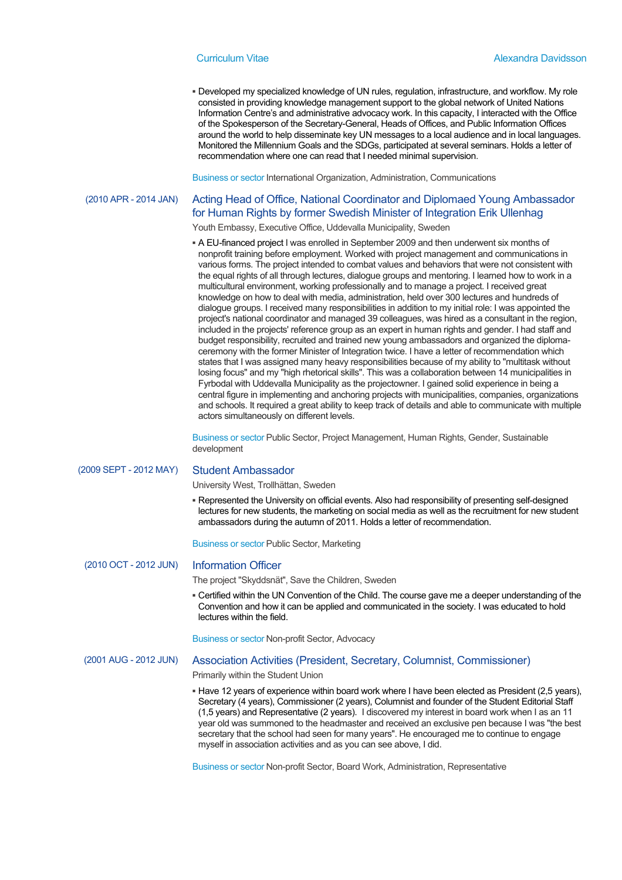- Developed my specialized knowledge of UN rules, regulation, infrastructure, and workflow. My role consisted in providing knowledge management support to the global network of United Nations Information Centre's and administrative advocacy work. In this capacity, I interacted with the Office of the Spokesperson of the Secretary-General, Heads of Offices, and Public Information Offices around the world to help disseminate key UN messages to a local audience and in local languages. Monitored the Millennium Goals and the SDGs, participated at several seminars. Holds a letter of recommendation where one can read that I needed minimal supervision.

Business or sector International Organization, Administration, Communications

(2010 APR - 2014 JAN)

### Acting Head of Office, National Coordinator and Diplomaed Young Ambassador for Human Rights by former Swedish Minister of Integration Erik Ullenhag

Youth Embassy, Executive Office, Uddevalla Municipality, Sweden

- A EU-financed project I was enrolled in September 2009 and then underwent six months of nonprofit training before employment. Worked with project management and communications in various forms. The project intended to combat values and behaviors that were not consistent with the equal rights of all through lectures, dialogue groups and mentoring. I learned how to work in a multicultural environment, working professionally and to manage a project. I received great knowledge on how to deal with media, administration, held over 300 lectures and hundreds of dialogue groups. I received many responsibilities in addition to my initial role: I was appointed the project's national coordinator and managed 39 colleagues, was hired as a consultant in the region, included in the projects' reference group as an expert in human rights and gender. I had staff and budget responsibility, recruited and trained new young ambassadors and organized the diploma-ceremony with the former Minister of Integration twice. I have a letter of recommendation which states that I was assigned many heavy responsibilities because of my ability to "multitask without losing focus" and my "high rhetorical skills". This was a collaboration between 14 municipalities in Fyrbodal with Uddevalla Municipality as the projectowner. I gained solid experience in being a central figure in implementing and anchoring projects with municipalities, companies, organizations and schools. It required a great ability to keep track of details and able to communicate with multiple actors simultaneously on different levels.

Business or sector Public Sector, Project Management, Human Rights, Gender, Sustainable development

(2009 SEPT - 2012 MAY)

### Student Ambassador

University West, Trollhättan, Sweden

- Represented the University on official events. Also had responsibility of presenting self-designed lectures for new students, the marketing on social media as well as the recruitment for new student ambassadors during the autumn of 2011. Holds a letter of recommendation.

Business or sector Public Sector, Marketing

(2010 OCT - 2012 JUN)

### Information Officer

The project "Skyddsnät", Save the Children, Sweden

- Certified within the UN Convention of the Child. The course gave me a deeper understanding of the Convention and how it can be applied and communicated in the society. I was educated to hold lectures within the field.

Business or sector Non-profit Sector, Advocacy

(2001 AUG - 2012 JUN)

### Association Activities (President, Secretary, Columnist, Commissioner)

Primarily within the Student Union

- Have 12 years of experience within board work where I have been elected as President (2,5 years), Secretary (4 years), Commissioner (2 years), Columnist and founder of the Student Editorial Staff (1,5 years) and Representative (2 years). I discovered my interest in board work when I as an 11 year old was summoned to the headmaster and received an exclusive pen because I was "the best secretary that the school had seen for many years". He encouraged me to continue to engage myself in association activities and as you can see above, I did.

Business or sector Non-profit Sector, Board Work, Administration, Representative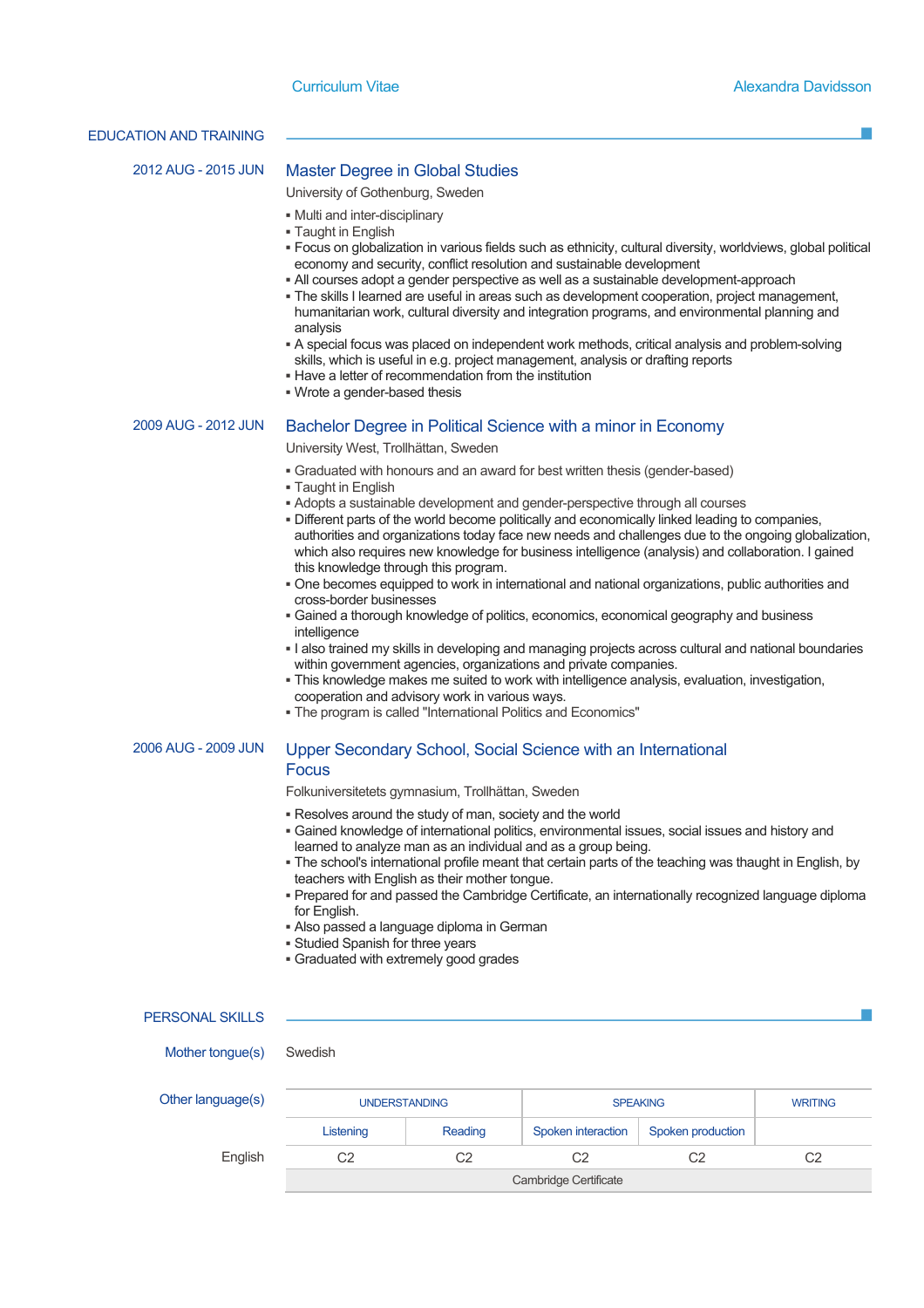## EDUCATION AND TRAINING

**2012 AUG - 2015 JUN**

### Master Degree in Global Studies

University of Gothenburg, Sweden

- Multi and inter-disciplinary
- Taught in English
- Focus on globalization in various fields such as ethnicity, cultural diversity, worldviews, global political economy and security, conflict resolution and sustainable development
- All courses adopt a gender perspective as well as a sustainable development-approach
- The skills I learned are useful in areas such as development cooperation, project management, humanitarian work, cultural diversity and integration programs, and environmental planning and analysis
- A special focus was placed on independent work methods, critical analysis and problem-solving skills, which is useful in e.g. project management, analysis or drafting reports
- Have a letter of recommendation from the institution
- Wrote a gender-based thesis

**2009 AUG - 2012 JUN**

### Bachelor Degree in Political Science with a minor in Economy

University West, Trollhättan, Sweden

- Graduated with honours and an award for best written thesis (gender-based)
- Taught in English
- Adopts a sustainable development and gender-perspective through all courses
- Different parts of the world become politically and economically linked leading to companies, authorities and organizations today face new needs and challenges due to the ongoing globalization, which also requires new knowledge for business intelligence (analysis) and collaboration. I gained this knowledge through this program.
- One becomes equipped to work in international and national organizations, public authorities and cross-border businesses
- Gained a thorough knowledge of politics, economics, economical geography and business intelligence
- I also trained my skills in developing and managing projects across cultural and national boundaries within government agencies, organizations and private companies.
- This knowledge makes me suited to work with intelligence analysis, evaluation, investigation, cooperation and advisory work in various ways.
- The program is called "International Politics and Economics"

**2006 AUG - 2009 JUN**

### Upper Secondary School, Social Science with an International Focus

Folkuniversitetets gymnasium, Trollhättan, Sweden

- Resolves around the study of man, society and the world
- Gained knowledge of international politics, environmental issues, social issues and history and learned to analyze man as an individual and as a group being.
- The school's international profile meant that certain parts of the teaching was thaught in English, by teachers with English as their mother tongue.
- Prepared for and passed the Cambridge Certificate, an internationally recognized language diploma for English.
- Also passed a language diploma in German
- Studied Spanish for three years
- Graduated with extremely good grades

## PERSONAL SKILLS

**Mother tongue(s)**: Swedish

**Other language(s)**

| | UNDERSTANDING | | SPEAKING | | WRITING |
|---|---|---|---|---|---|
| | Listening | Reading | Spoken interaction | Spoken production | |
| English | C2 | C2 | C2 | C2 | C2 |
| | Cambridge Certificate | | | | |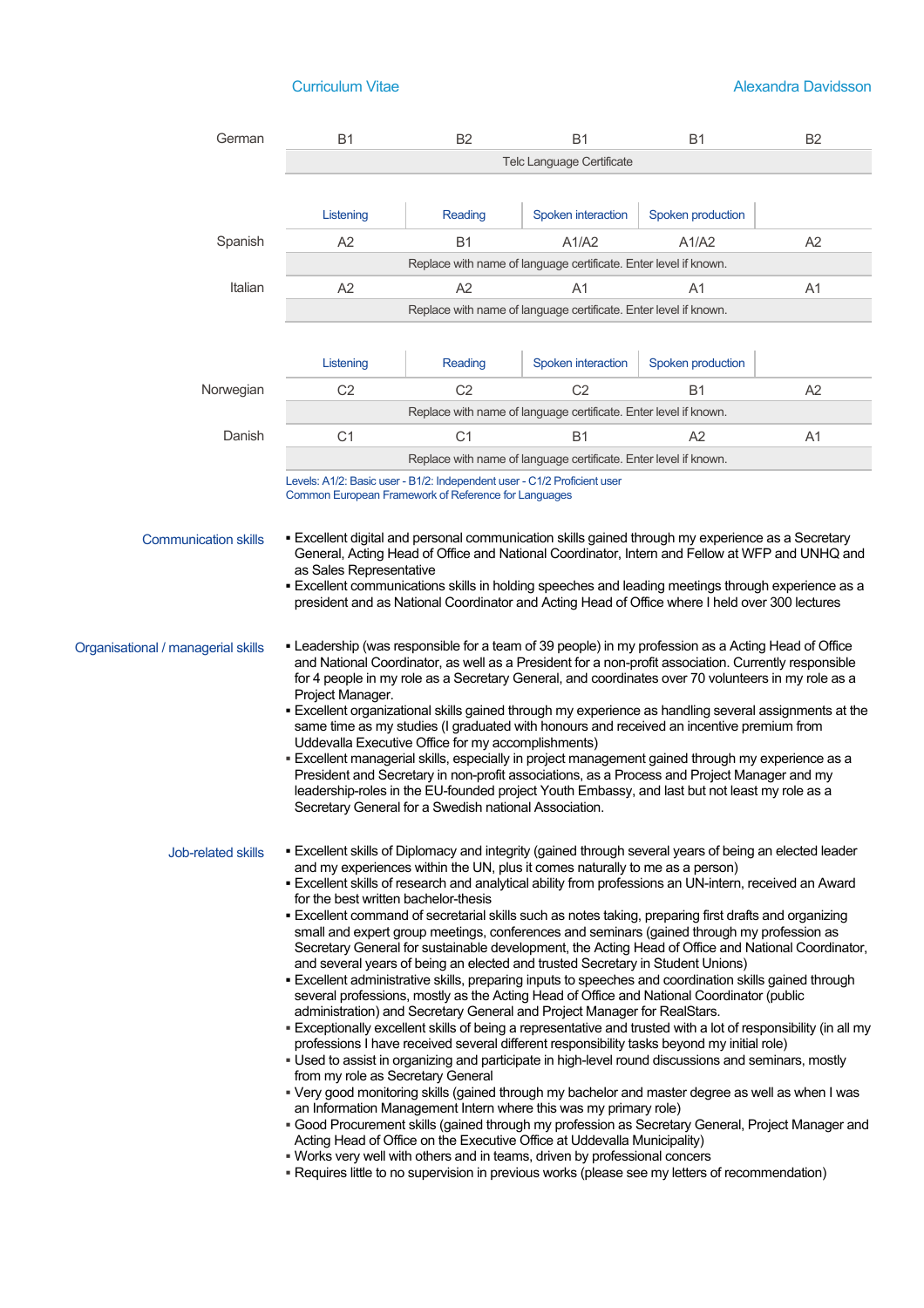| | Listening | Reading | Spoken interaction | Spoken production | Writing |
|---|---|---|---|---|---|
| German | B1 | B2 | B1 | B1 | B2 |
| | Telc Language Certificate | | | | |

| | Listening | Reading | Spoken interaction | Spoken production | |
|---|---|---|---|---|---|
| Spanish | A2 | B1 | A1/A2 | A1/A2 | A2 |
| | Replace with name of language certificate. Enter level if known. | | | | |
| Italian | A2 | A2 | A1 | A1 | A1 |
| | Replace with name of language certificate. Enter level if known. | | | | |

| | Listening | Reading | Spoken interaction | Spoken production | |
|---|---|---|---|---|---|
| Norwegian | C2 | C2 | C2 | B1 | A2 |
| | Replace with name of language certificate. Enter level if known. | | | | |
| Danish | C1 | C1 | B1 | A2 | A1 |
| | Replace with name of language certificate. Enter level if known. | | | | |

Levels: A1/2: Basic user - B1/2: Independent user - C1/2 Proficient user
Common European Framework of Reference for Languages

**Communication skills**

- Excellent digital and personal communication skills gained through my experience as a Secretary General, Acting Head of Office and National Coordinator, Intern and Fellow at WFP and UNHQ and as Sales Representative
- Excellent communications skills in holding speeches and leading meetings through experience as a president and as National Coordinator and Acting Head of Office where I held over 300 lectures

**Organisational / managerial skills**

- Leadership (was responsible for a team of 39 people) in my profession as a Acting Head of Office and National Coordinator, as well as a President for a non-profit association. Currently responsible for 4 people in my role as a Secretary General, and coordinates over 70 volunteers in my role as a Project Manager.
- Excellent organizational skills gained through my experience as handling several assignments at the same time as my studies (I graduated with honours and received an incentive premium from Uddevalla Executive Office for my accomplishments)
- Excellent managerial skills, especially in project management gained through my experience as a President and Secretary in non-profit associations, as a Process and Project Manager and my leadership-roles in the EU-founded project Youth Embassy, and last but not least my role as a Secretary General for a Swedish national Association.

**Job-related skills**

- Excellent skills of Diplomacy and integrity (gained through several years of being an elected leader and my experiences within the UN, plus it comes naturally to me as a person)
- Excellent skills of research and analytical ability from professions an UN-intern, received an Award for the best written bachelor-thesis
- Excellent command of secretarial skills such as notes taking, preparing first drafts and organizing small and expert group meetings, conferences and seminars (gained through my profession as Secretary General for sustainable development, the Acting Head of Office and National Coordinator, and several years of being an elected and trusted Secretary in Student Unions)
- Excellent administrative skills, preparing inputs to speeches and coordination skills gained through several professions, mostly as the Acting Head of Office and National Coordinator (public administration) and Secretary General and Project Manager for RealStars.
- Exceptionally excellent skills of being a representative and trusted with a lot of responsibility (in all my professions I have received several different responsibility tasks beyond my initial role)
- Used to assist in organizing and participate in high-level round discussions and seminars, mostly from my role as Secretary General
- Very good monitoring skills (gained through my bachelor and master degree as well as when I was an Information Management Intern where this was my primary role)
- Good Procurement skills (gained through my profession as Secretary General, Project Manager and Acting Head of Office on the Executive Office at Uddevalla Municipality)
- Works very well with others and in teams, driven by professional concers
- Requires little to no supervision in previous works (please see my letters of recommendation)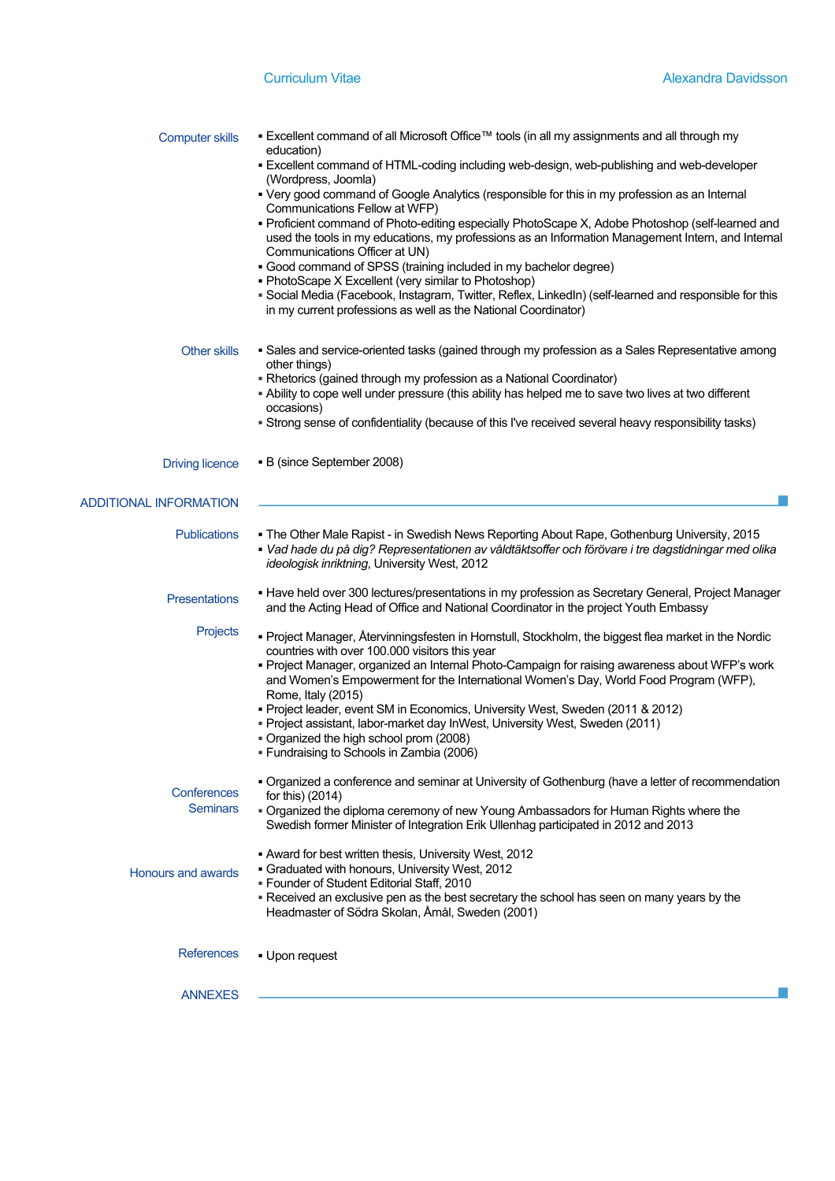### Computer skills

- Excellent command of all Microsoft Office™ tools (in all my assignments and all through my education)
- Excellent command of HTML-coding including web-design, web-publishing and web-developer (Wordpress, Joomla)
- Very good command of Google Analytics (responsible for this in my profession as an Internal Communications Fellow at WFP)
- Proficient command of Photo-editing especially PhotoScape X, Adobe Photoshop (self-learned and used the tools in my educations, my professions as an Information Management Intern, and Internal Communications Officer at UN)
- Good command of SPSS (training included in my bachelor degree)
- PhotoScape X Excellent (very similar to Photoshop)
- Social Media (Facebook, Instagram, Twitter, Reflex, LinkedIn) (self-learned and responsible for this in my current professions as well as the National Coordinator)

### Other skills

- Sales and service-oriented tasks (gained through my profession as a Sales Representative among other things)
- Rhetorics (gained through my profession as a National Coordinator)
- Ability to cope well under pressure (this ability has helped me to save two lives at two different occasions)
- Strong sense of confidentiality (because of this I've received several heavy responsibility tasks)

### Driving licence

- B (since September 2008)

## ADDITIONAL INFORMATION

### Publications

- The Other Male Rapist - in Swedish News Reporting About Rape, Gothenburg University, 2015
- *Vad hade du på dig? Representationen av våldtäktsoffer och förövare i tre dagstidningar med olika ideologisk inriktning*, University West, 2012

### Presentations

- Have held over 300 lectures/presentations in my profession as Secretary General, Project Manager and the Acting Head of Office and National Coordinator in the project Youth Embassy

### Projects

- Project Manager, Återvinningsfesten in Hornstull, Stockholm, the biggest flea market in the Nordic countries with over 100.000 visitors this year
- Project Manager, organized an Internal Photo-Campaign for raising awareness about WFP's work and Women's Empowerment for the International Women's Day, World Food Program (WFP), Rome, Italy (2015)
- Project leader, event SM in Economics, University West, Sweden (2011 & 2012)
- Project assistant, labor-market day InWest, University West, Sweden (2011)
- Organized the high school prom (2008)
- Fundraising to Schools in Zambia (2006)

### Conferences Seminars

- Organized a conference and seminar at University of Gothenburg (have a letter of recommendation for this) (2014)
- Organized the diploma ceremony of new Young Ambassadors for Human Rights where the Swedish former Minister of Integration Erik Ullenhag participated in 2012 and 2013

### Honours and awards

- Award for best written thesis, University West, 2012
- Graduated with honours, University West, 2012
- Founder of Student Editorial Staff, 2010
- Received an exclusive pen as the best secretary the school has seen on many years by the Headmaster of Södra Skolan, Åmål, Sweden (2001)

### References

- Upon request

## ANNEXES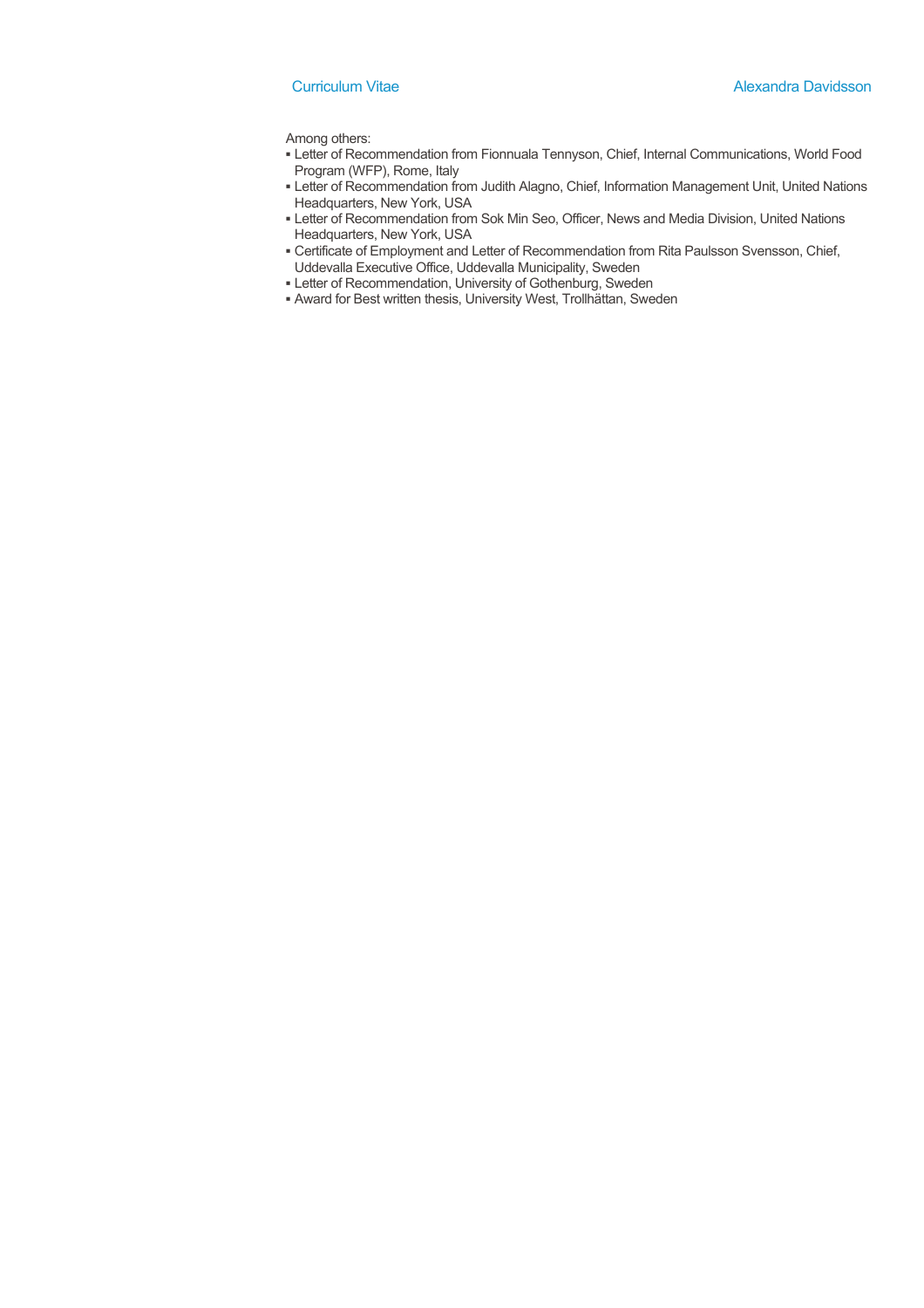Among others:

- Letter of Recommendation from Fionnuala Tennyson, Chief, Internal Communications, World Food Program (WFP), Rome, Italy
- Letter of Recommendation from Judith Alagno, Chief, Information Management Unit, United Nations Headquarters, New York, USA
- Letter of Recommendation from Sok Min Seo, Officer, News and Media Division, United Nations Headquarters, New York, USA
- Certificate of Employment and Letter of Recommendation from Rita Paulsson Svensson, Chief, Uddevalla Executive Office, Uddevalla Municipality, Sweden
- Letter of Recommendation, University of Gothenburg, Sweden
- Award for Best written thesis, University West, Trollhättan, Sweden